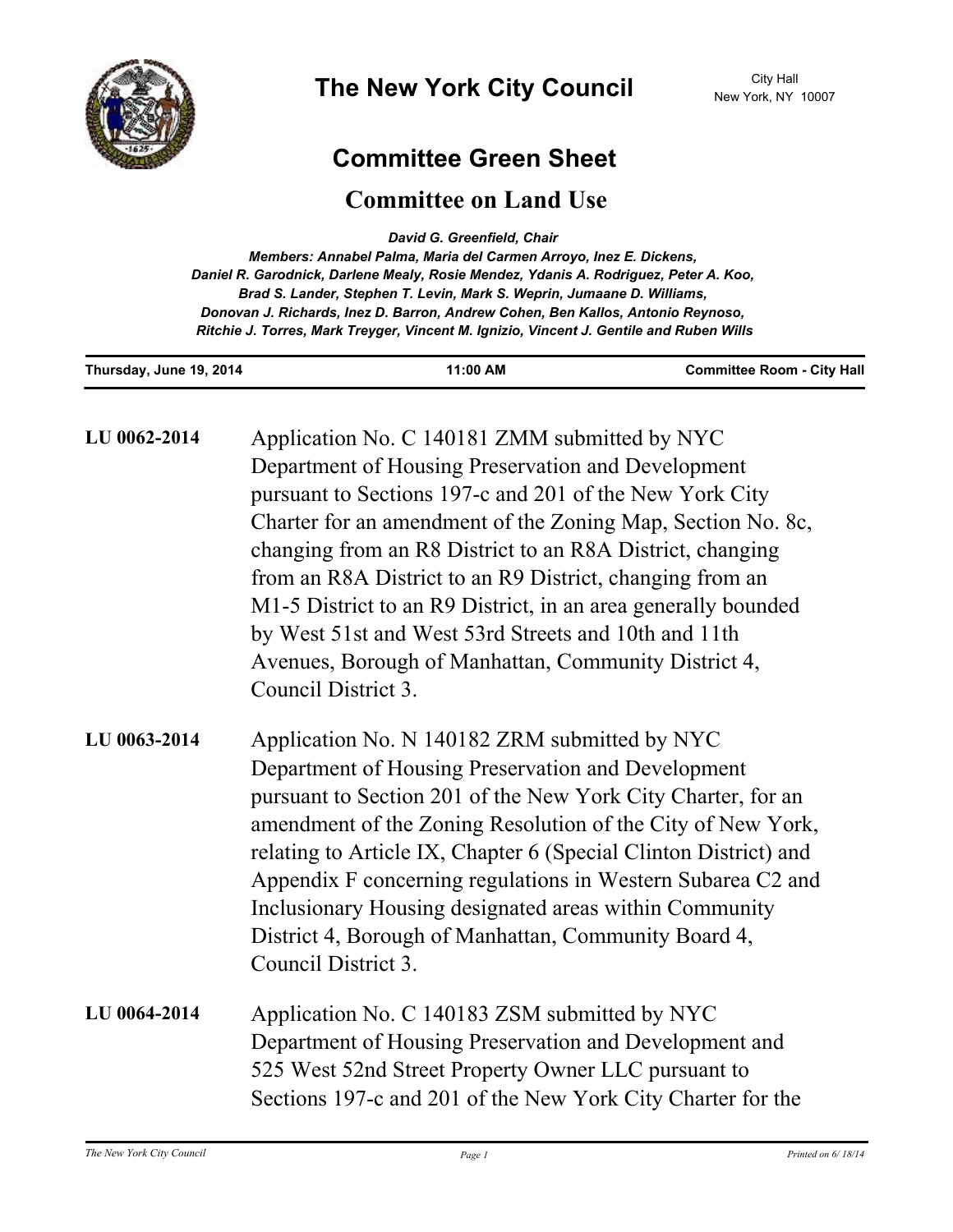# The New York City Council

City Hall
New York, NY 10007

## Committee Green Sheet

## Committee on Land Use

*David G. Greenfield, Chair*

*Members: Annabel Palma, Maria del Carmen Arroyo, Inez E. Dickens, Daniel R. Garodnick, Darlene Mealy, Rosie Mendez, Ydanis A. Rodriguez, Peter A. Koo, Brad S. Lander, Stephen T. Levin, Mark S. Weprin, Jumaane D. Williams, Donovan J. Richards, Inez D. Barron, Andrew Cohen, Ben Kallos, Antonio Reynoso, Ritchie J. Torres, Mark Treyger, Vincent M. Ignizio, Vincent J. Gentile and Ruben Wills*

| Thursday, June 19, 2014 | 11:00 AM | Committee Room - City Hall |
|---|---|---|

**LU 0062-2014** Application No. C 140181 ZMM submitted by NYC Department of Housing Preservation and Development pursuant to Sections 197-c and 201 of the New York City Charter for an amendment of the Zoning Map, Section No. 8c, changing from an R8 District to an R8A District, changing from an R8A District to an R9 District, changing from an M1-5 District to an R9 District, in an area generally bounded by West 51st and West 53rd Streets and 10th and 11th Avenues, Borough of Manhattan, Community District 4, Council District 3.

**LU 0063-2014** Application No. N 140182 ZRM submitted by NYC Department of Housing Preservation and Development pursuant to Section 201 of the New York City Charter, for an amendment of the Zoning Resolution of the City of New York, relating to Article IX, Chapter 6 (Special Clinton District) and Appendix F concerning regulations in Western Subarea C2 and Inclusionary Housing designated areas within Community District 4, Borough of Manhattan, Community Board 4, Council District 3.

**LU 0064-2014** Application No. C 140183 ZSM submitted by NYC Department of Housing Preservation and Development and 525 West 52nd Street Property Owner LLC pursuant to Sections 197-c and 201 of the New York City Charter for the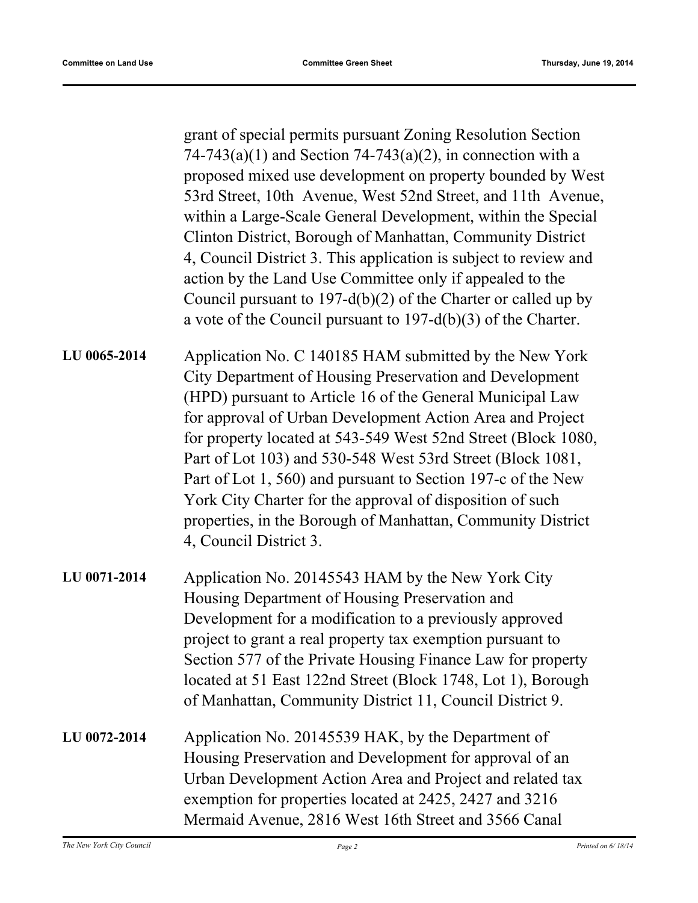grant of special permits pursuant Zoning Resolution Section 74-743(a)(1) and Section 74-743(a)(2), in connection with a proposed mixed use development on property bounded by West 53rd Street, 10th Avenue, West 52nd Street, and 11th Avenue, within a Large-Scale General Development, within the Special Clinton District, Borough of Manhattan, Community District 4, Council District 3. This application is subject to review and action by the Land Use Committee only if appealed to the Council pursuant to 197-d(b)(2) of the Charter or called up by a vote of the Council pursuant to 197-d(b)(3) of the Charter.

**LU 0065-2014** Application No. C 140185 HAM submitted by the New York City Department of Housing Preservation and Development (HPD) pursuant to Article 16 of the General Municipal Law for approval of Urban Development Action Area and Project for property located at 543-549 West 52nd Street (Block 1080, Part of Lot 103) and 530-548 West 53rd Street (Block 1081, Part of Lot 1, 560) and pursuant to Section 197-c of the New York City Charter for the approval of disposition of such properties, in the Borough of Manhattan, Community District 4, Council District 3.

**LU 0071-2014** Application No. 20145543 HAM by the New York City Housing Department of Housing Preservation and Development for a modification to a previously approved project to grant a real property tax exemption pursuant to Section 577 of the Private Housing Finance Law for property located at 51 East 122nd Street (Block 1748, Lot 1), Borough of Manhattan, Community District 11, Council District 9.

**LU 0072-2014** Application No. 20145539 HAK, by the Department of Housing Preservation and Development for approval of an Urban Development Action Area and Project and related tax exemption for properties located at 2425, 2427 and 3216 Mermaid Avenue, 2816 West 16th Street and 3566 Canal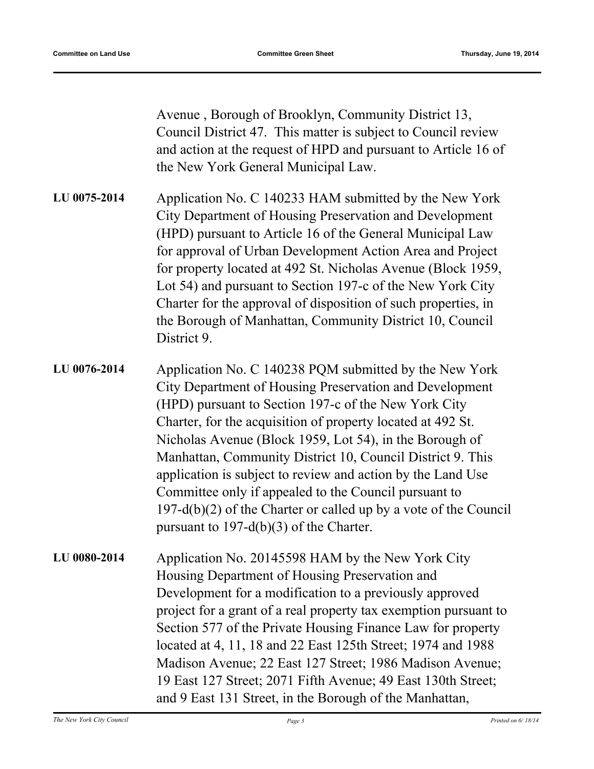Avenue , Borough of Brooklyn, Community District 13, Council District 47. This matter is subject to Council review and action at the request of HPD and pursuant to Article 16 of the New York General Municipal Law.

**LU 0075-2014**

Application No. C 140233 HAM submitted by the New York City Department of Housing Preservation and Development (HPD) pursuant to Article 16 of the General Municipal Law for approval of Urban Development Action Area and Project for property located at 492 St. Nicholas Avenue (Block 1959, Lot 54) and pursuant to Section 197-c of the New York City Charter for the approval of disposition of such properties, in the Borough of Manhattan, Community District 10, Council District 9.

**LU 0076-2014**

Application No. C 140238 PQM submitted by the New York City Department of Housing Preservation and Development (HPD) pursuant to Section 197-c of the New York City Charter, for the acquisition of property located at 492 St. Nicholas Avenue (Block 1959, Lot 54), in the Borough of Manhattan, Community District 10, Council District 9. This application is subject to review and action by the Land Use Committee only if appealed to the Council pursuant to 197-d(b)(2) of the Charter or called up by a vote of the Council pursuant to 197-d(b)(3) of the Charter.

**LU 0080-2014**

Application No. 20145598 HAM by the New York City Housing Department of Housing Preservation and Development for a modification to a previously approved project for a grant of a real property tax exemption pursuant to Section 577 of the Private Housing Finance Law for property located at 4, 11, 18 and 22 East 125th Street; 1974 and 1988 Madison Avenue; 22 East 127 Street; 1986 Madison Avenue; 19 East 127 Street; 2071 Fifth Avenue; 49 East 130th Street; and 9 East 131 Street, in the Borough of the Manhattan,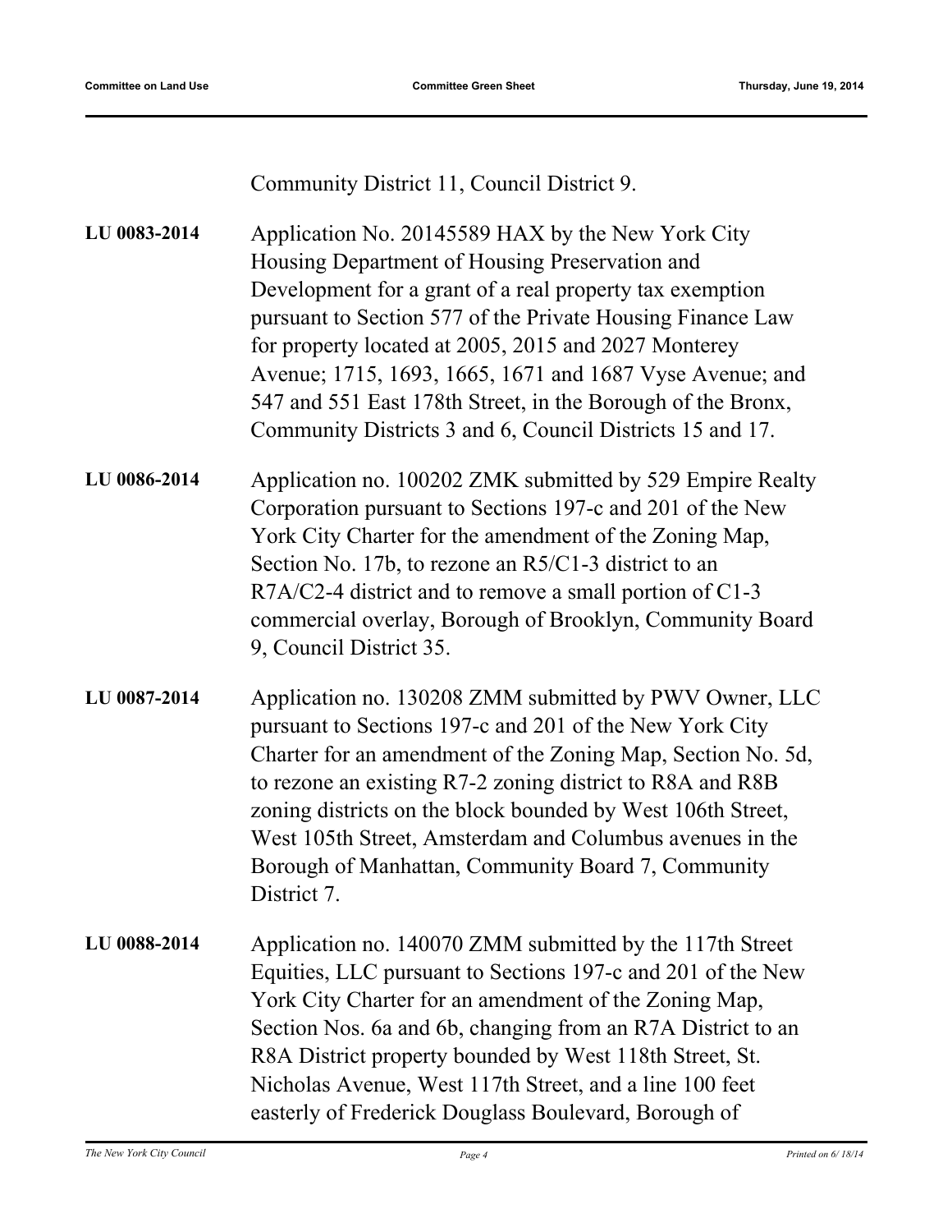Community District 11, Council District 9.

**LU 0083-2014** Application No. 20145589 HAX by the New York City Housing Department of Housing Preservation and Development for a grant of a real property tax exemption pursuant to Section 577 of the Private Housing Finance Law for property located at 2005, 2015 and 2027 Monterey Avenue; 1715, 1693, 1665, 1671 and 1687 Vyse Avenue; and 547 and 551 East 178th Street, in the Borough of the Bronx, Community Districts 3 and 6, Council Districts 15 and 17.

**LU 0086-2014** Application no. 100202 ZMK submitted by 529 Empire Realty Corporation pursuant to Sections 197-c and 201 of the New York City Charter for the amendment of the Zoning Map, Section No. 17b, to rezone an R5/C1-3 district to an R7A/C2-4 district and to remove a small portion of C1-3 commercial overlay, Borough of Brooklyn, Community Board 9, Council District 35.

**LU 0087-2014** Application no. 130208 ZMM submitted by PWV Owner, LLC pursuant to Sections 197-c and 201 of the New York City Charter for an amendment of the Zoning Map, Section No. 5d, to rezone an existing R7-2 zoning district to R8A and R8B zoning districts on the block bounded by West 106th Street, West 105th Street, Amsterdam and Columbus avenues in the Borough of Manhattan, Community Board 7, Community District 7.

**LU 0088-2014** Application no. 140070 ZMM submitted by the 117th Street Equities, LLC pursuant to Sections 197-c and 201 of the New York City Charter for an amendment of the Zoning Map, Section Nos. 6a and 6b, changing from an R7A District to an R8A District property bounded by West 118th Street, St. Nicholas Avenue, West 117th Street, and a line 100 feet easterly of Frederick Douglass Boulevard, Borough of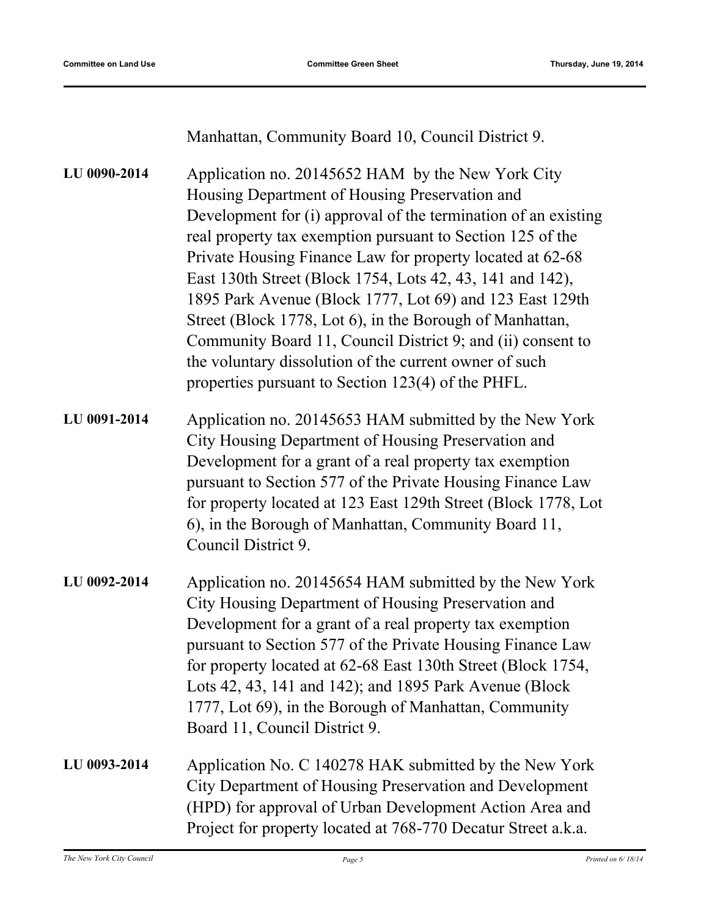Manhattan, Community Board 10, Council District 9.

**LU 0090-2014** Application no. 20145652 HAM by the New York City Housing Department of Housing Preservation and Development for (i) approval of the termination of an existing real property tax exemption pursuant to Section 125 of the Private Housing Finance Law for property located at 62-68 East 130th Street (Block 1754, Lots 42, 43, 141 and 142), 1895 Park Avenue (Block 1777, Lot 69) and 123 East 129th Street (Block 1778, Lot 6), in the Borough of Manhattan, Community Board 11, Council District 9; and (ii) consent to the voluntary dissolution of the current owner of such properties pursuant to Section 123(4) of the PHFL.

**LU 0091-2014** Application no. 20145653 HAM submitted by the New York City Housing Department of Housing Preservation and Development for a grant of a real property tax exemption pursuant to Section 577 of the Private Housing Finance Law for property located at 123 East 129th Street (Block 1778, Lot 6), in the Borough of Manhattan, Community Board 11, Council District 9.

**LU 0092-2014** Application no. 20145654 HAM submitted by the New York City Housing Department of Housing Preservation and Development for a grant of a real property tax exemption pursuant to Section 577 of the Private Housing Finance Law for property located at 62-68 East 130th Street (Block 1754, Lots 42, 43, 141 and 142); and 1895 Park Avenue (Block 1777, Lot 69), in the Borough of Manhattan, Community Board 11, Council District 9.

**LU 0093-2014** Application No. C 140278 HAK submitted by the New York City Department of Housing Preservation and Development (HPD) for approval of Urban Development Action Area and Project for property located at 768-770 Decatur Street a.k.a.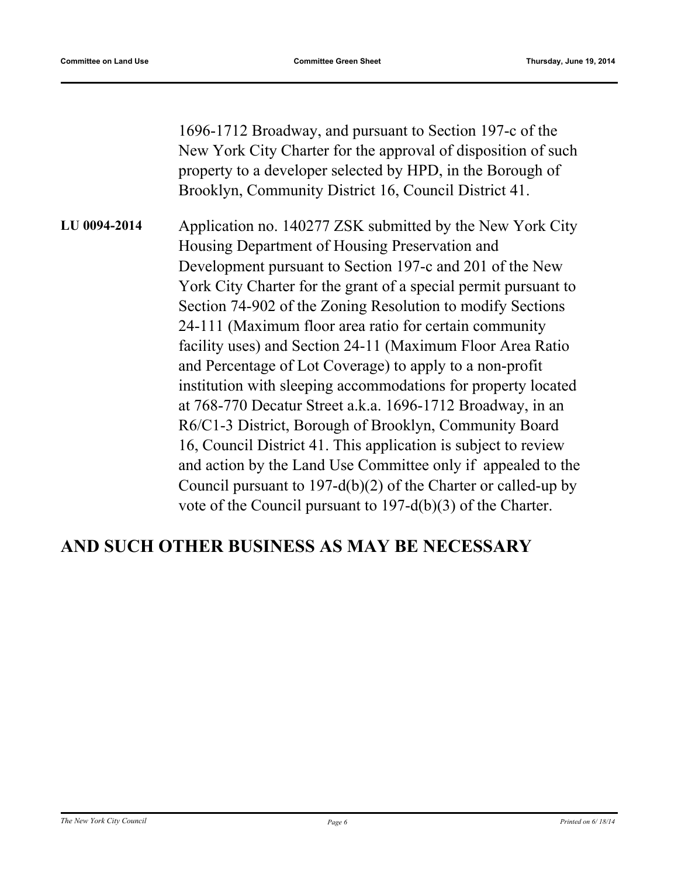1696-1712 Broadway, and pursuant to Section 197-c of the New York City Charter for the approval of disposition of such property to a developer selected by HPD, in the Borough of Brooklyn, Community District 16, Council District 41.

**LU 0094-2014** Application no. 140277 ZSK submitted by the New York City Housing Department of Housing Preservation and Development pursuant to Section 197-c and 201 of the New York City Charter for the grant of a special permit pursuant to Section 74-902 of the Zoning Resolution to modify Sections 24-111 (Maximum floor area ratio for certain community facility uses) and Section 24-11 (Maximum Floor Area Ratio and Percentage of Lot Coverage) to apply to a non-profit institution with sleeping accommodations for property located at 768-770 Decatur Street a.k.a. 1696-1712 Broadway, in an R6/C1-3 District, Borough of Brooklyn, Community Board 16, Council District 41. This application is subject to review and action by the Land Use Committee only if appealed to the Council pursuant to 197-d(b)(2) of the Charter or called-up by vote of the Council pursuant to 197-d(b)(3) of the Charter.

## AND SUCH OTHER BUSINESS AS MAY BE NECESSARY